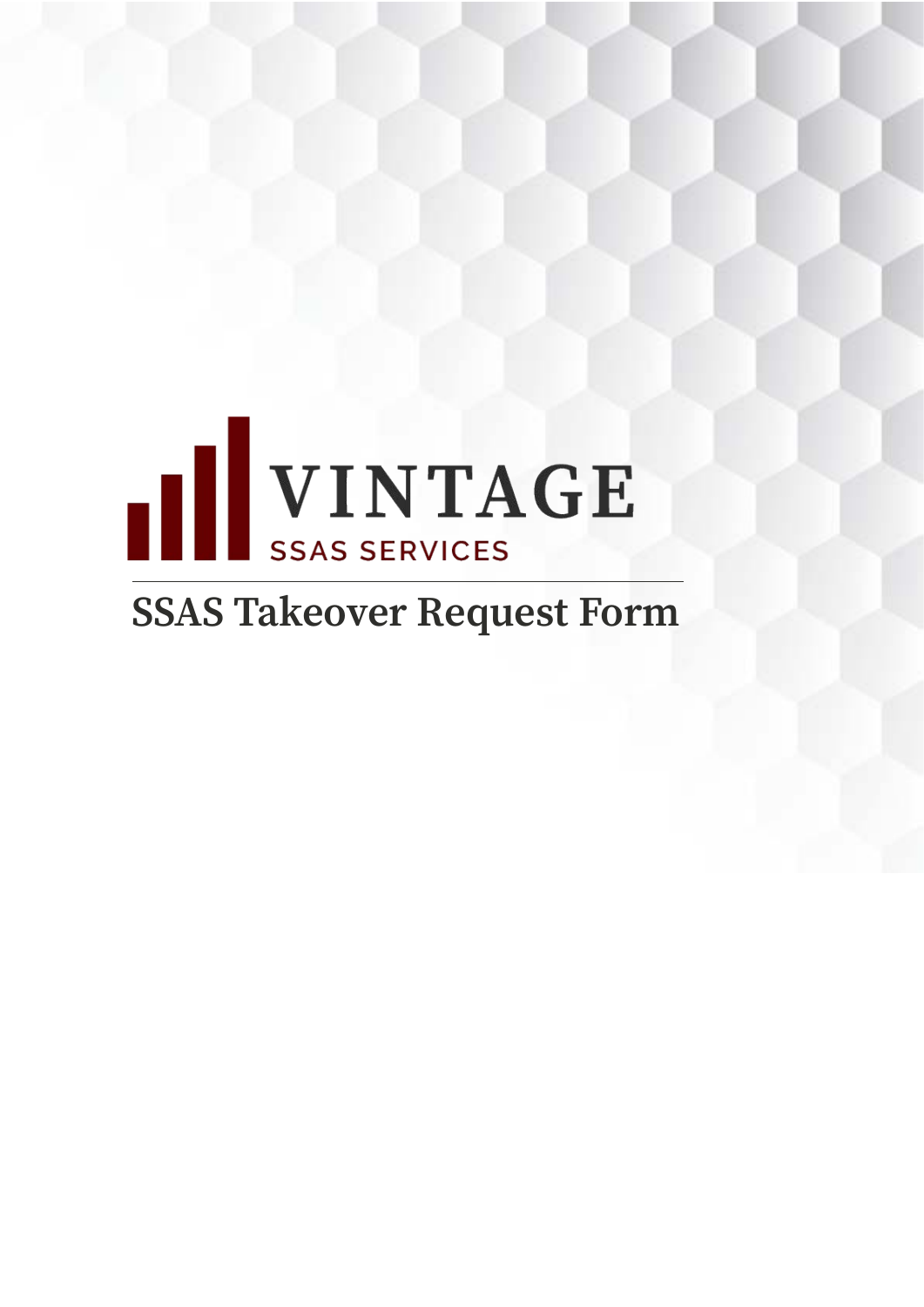VINTAGE

SSAS SERVICES

# SSAS Takeover Request Form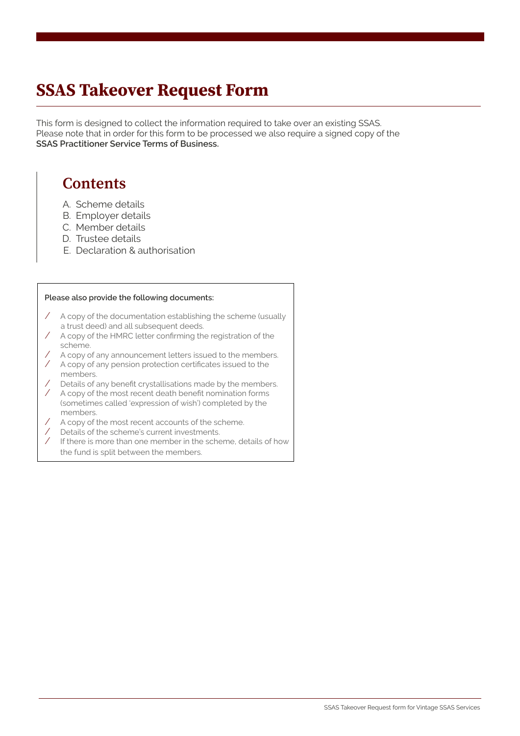# SSAS Takeover Request Form

This form is designed to collect the information required to take over an existing SSAS.
Please note that in order for this form to be processed we also require a signed copy of the **SSAS Practitioner Service Terms of Business.**

## Contents

A. Scheme details
B. Employer details
C. Member details
D. Trustee details
E. Declaration & authorisation

**Please also provide the following documents:**

- A copy of the documentation establishing the scheme (usually a trust deed) and all subsequent deeds.
- A copy of the HMRC letter confirming the registration of the scheme.
- A copy of any announcement letters issued to the members.
- A copy of any pension protection certificates issued to the members.
- Details of any benefit crystallisations made by the members.
- A copy of the most recent death benefit nomination forms (sometimes called 'expression of wish') completed by the members.
- A copy of the most recent accounts of the scheme.
- Details of the scheme's current investments.
- If there is more than one member in the scheme, details of how the fund is split between the members.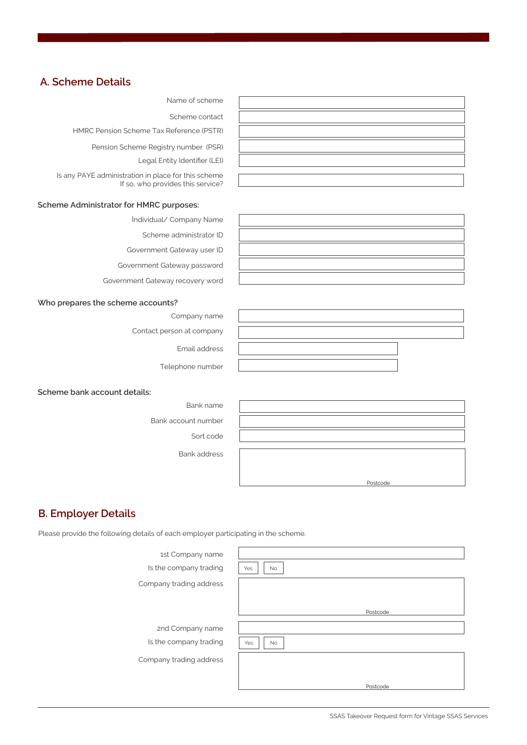## A. Scheme Details

| | |
|---|---|
| Name of scheme | |
| Scheme contact | |
| HMRC Pension Scheme Tax Reference (PSTR) | |
| Pension Scheme Registry number (PSR) | |
| Legal Entity Identifier (LEI) | |
| Is any PAYE administration in place for this scheme If so, who provides this service? | |

### Scheme Administrator for HMRC purposes:

| | |
|---|---|
| Individual/ Company Name | |
| Scheme administrator ID | |
| Government Gateway user ID | |
| Government Gateway password | |
| Government Gateway recovery word | |

### Who prepares the scheme accounts?

| | |
|---|---|
| Company name | |
| Contact person at company | |
| Email address | |
| Telephone number | |

### Scheme bank account details:

| | |
|---|---|
| Bank name | |
| Bank account number | |
| Sort code | |
| Bank address | Postcode |

## B. Employer Details

Please provide the following details of each employer participating in the scheme.

| | |
|---|---|
| 1st Company name | |
| Is the company trading | Yes No |
| Company trading address | Postcode |
| 2nd Company name | |
| Is the company trading | Yes No |
| Company trading address | Postcode |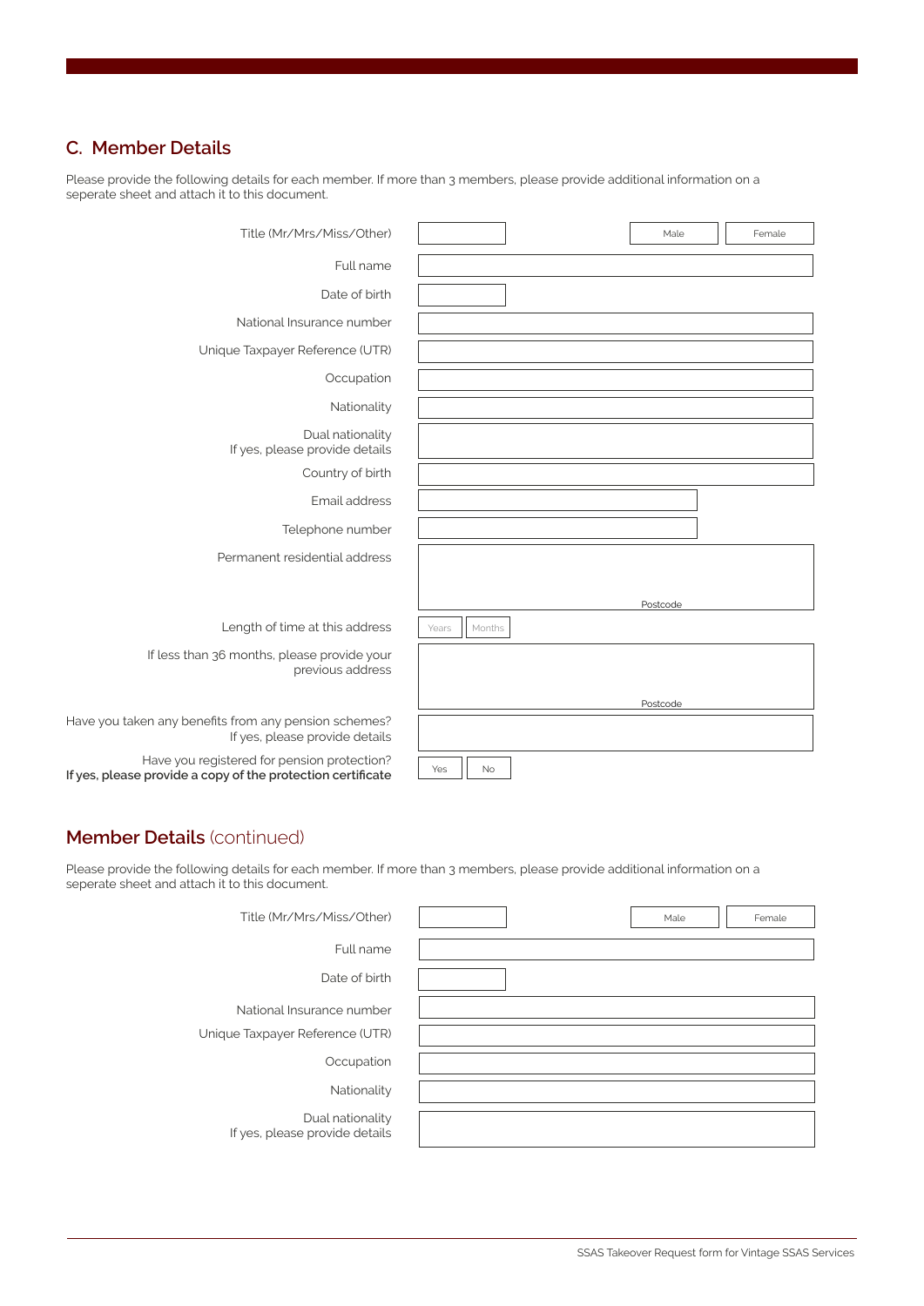## C. Member Details

Please provide the following details for each member. If more than 3 members, please provide additional information on a seperate sheet and attach it to this document.

| Field | |
|---|---|
| Title (Mr/Mrs/Miss/Other) | Male / Female |
| Full name | |
| Date of birth | |
| National Insurance number | |
| Unique Taxpayer Reference (UTR) | |
| Occupation | |
| Nationality | |
| Dual nationality<br>If yes, please provide details | |
| Country of birth | |
| Email address | |
| Telephone number | |
| Permanent residential address | Postcode |
| Length of time at this address | Years / Months |
| If less than 36 months, please provide your previous address | Postcode |
| Have you taken any benefits from any pension schemes?<br>If yes, please provide details | |
| Have you registered for pension protection?<br>**If yes, please provide a copy of the protection certificate** | Yes / No |

## Member Details (continued)

Please provide the following details for each member. If more than 3 members, please provide additional information on a seperate sheet and attach it to this document.

| Field | |
|---|---|
| Title (Mr/Mrs/Miss/Other) | Male / Female |
| Full name | |
| Date of birth | |
| National Insurance number | |
| Unique Taxpayer Reference (UTR) | |
| Occupation | |
| Nationality | |
| Dual nationality<br>If yes, please provide details | |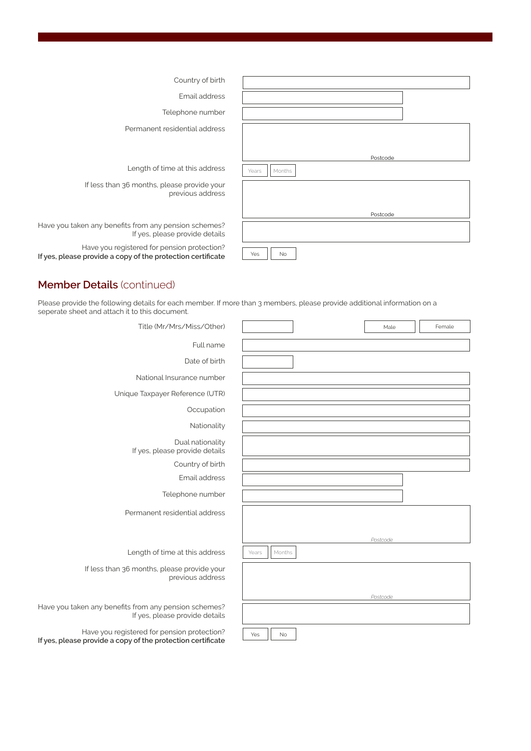| | |
|---|---|
| Country of birth | |
| Email address | |
| Telephone number | |
| Permanent residential address | Postcode |
| Length of time at this address | Years Months |
| If less than 36 months, please provide your previous address | Postcode |
| Have you taken any benefits from any pension schemes? If yes, please provide details | |
| Have you registered for pension protection? **If yes, please provide a copy of the protection certificate** | Yes No |

## Member Details (continued)

Please provide the following details for each member. If more than 3 members, please provide additional information on a seperate sheet and attach it to this document.

| | |
|---|---|
| Title (Mr/Mrs/Miss/Other) | Male Female |
| Full name | |
| Date of birth | |
| National Insurance number | |
| Unique Taxpayer Reference (UTR) | |
| Occupation | |
| Nationality | |
| Dual nationality If yes, please provide details | |
| Country of birth | |
| Email address | |
| Telephone number | |
| Permanent residential address | *Postcode* |
| Length of time at this address | Years Months |
| If less than 36 months, please provide your previous address | *Postcode* |
| Have you taken any benefits from any pension schemes? If yes, please provide details | |
| Have you registered for pension protection? **If yes, please provide a copy of the protection certificate** | Yes No |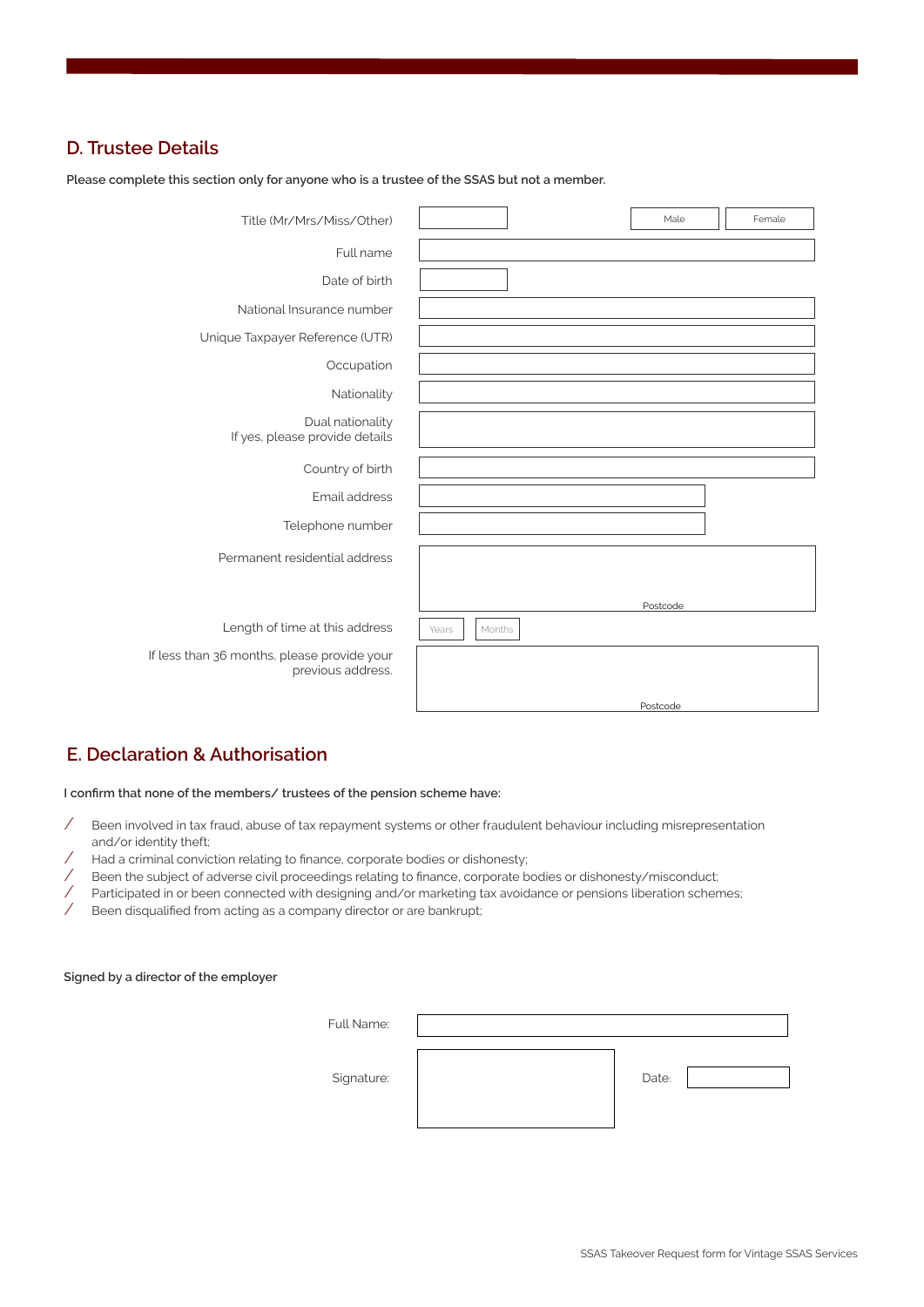## D. Trustee Details

**Please complete this section only for anyone who is a trustee of the SSAS but not a member.**

| | |
|---|---|
| Title (Mr/Mrs/Miss/Other) | Male / Female |
| Full name | |
| Date of birth | |
| National Insurance number | |
| Unique Taxpayer Reference (UTR) | |
| Occupation | |
| Nationality | |
| Dual nationality<br>If yes, please provide details | |
| Country of birth | |
| Email address | |
| Telephone number | |
| Permanent residential address | Postcode |
| Length of time at this address | Years / Months |
| If less than 36 months, please provide your previous address. | Postcode |

## E. Declaration & Authorisation

**I confirm that none of the members/ trustees of the pension scheme have:**

- Been involved in tax fraud, abuse of tax repayment systems or other fraudulent behaviour including misrepresentation and/or identity theft;
- Had a criminal conviction relating to finance, corporate bodies or dishonesty;
- Been the subject of adverse civil proceedings relating to finance, corporate bodies or dishonesty/misconduct;
- Participated in or been connected with designing and/or marketing tax avoidance or pensions liberation schemes;
- Been disqualified from acting as a company director or are bankrupt;

**Signed by a director of the employer**

Full Name:

Signature:

Date: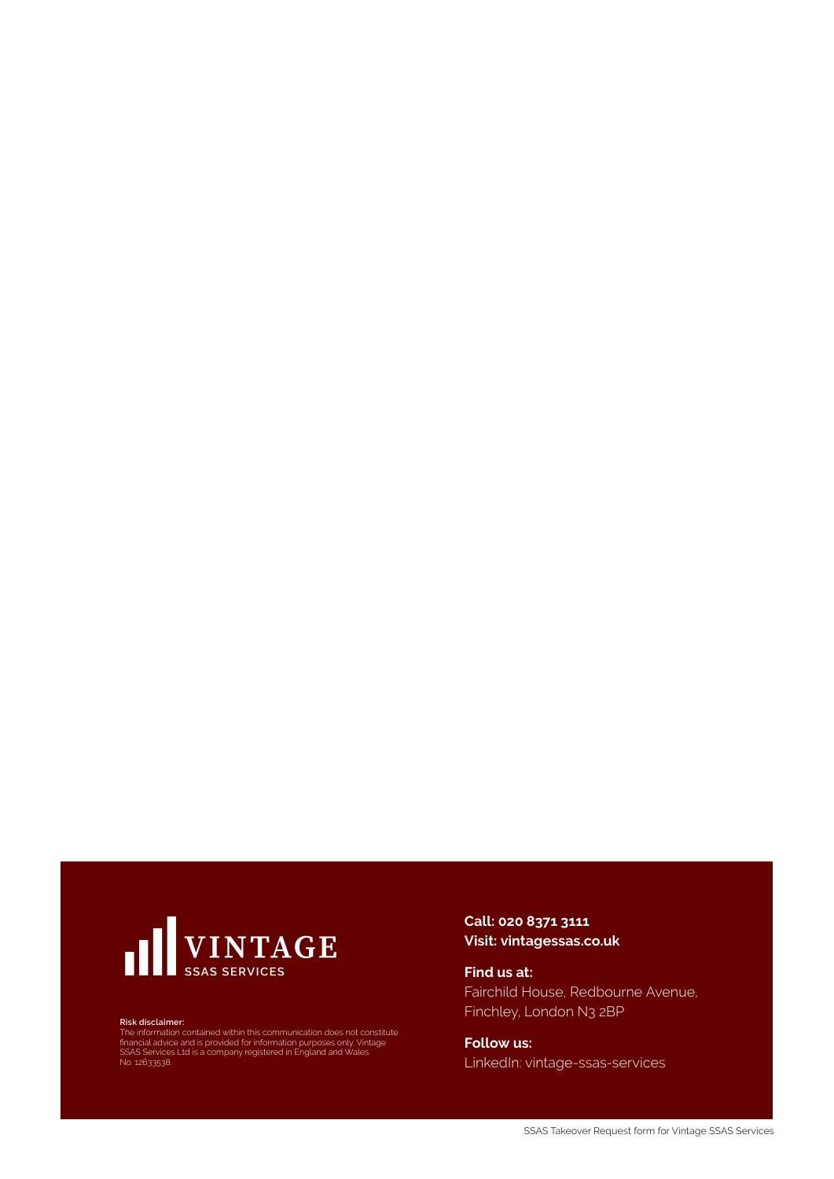VINTAGE
SSAS SERVICES

**Risk disclaimer:**
The information contained within this communication does not constitute financial advice and is provided for information purposes only. Vintage SSAS Services Ltd is a company registered in England and Wales No. 12633538.

**Call: 020 8371 3111**
**Visit: vintagessas.co.uk**

**Find us at:**
Fairchild House, Redbourne Avenue, Finchley, London N3 2BP

**Follow us:**
LinkedIn: vintage-ssas-services